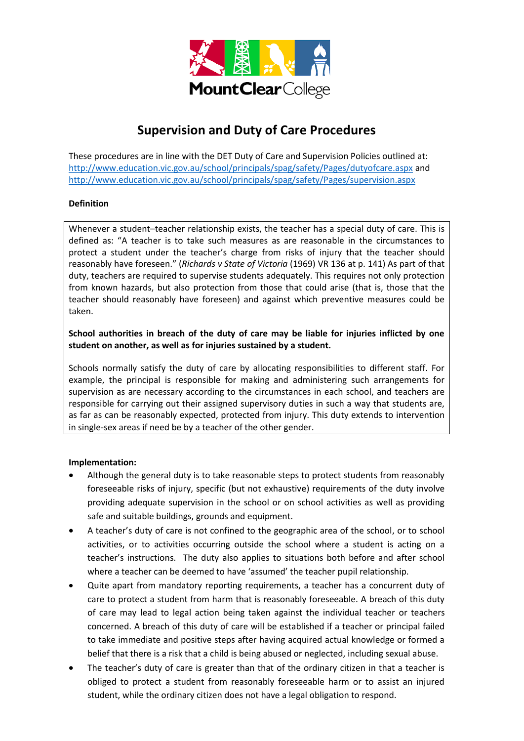# Supervision and Duty of Care Procedures

These procedures are in line with the DET Duty of Care and Supervision Policies outlined at: http://www.education.vic.gov.au/school/principals/spag/safety/Pages/dutyofcare.aspx and http://www.education.vic.gov.au/school/principals/spag/safety/Pages/supervision.aspx

**Definition**

Whenever a student–teacher relationship exists, the teacher has a special duty of care. This is defined as: "A teacher is to take such measures as are reasonable in the circumstances to protect a student under the teacher's charge from risks of injury that the teacher should reasonably have foreseen." (*Richards v State of Victoria* (1969) VR 136 at p. 141) As part of that duty, teachers are required to supervise students adequately. This requires not only protection from known hazards, but also protection from those that could arise (that is, those that the teacher should reasonably have foreseen) and against which preventive measures could be taken.

**School authorities in breach of the duty of care may be liable for injuries inflicted by one student on another, as well as for injuries sustained by a student.**

Schools normally satisfy the duty of care by allocating responsibilities to different staff. For example, the principal is responsible for making and administering such arrangements for supervision as are necessary according to the circumstances in each school, and teachers are responsible for carrying out their assigned supervisory duties in such a way that students are, as far as can be reasonably expected, protected from injury. This duty extends to intervention in single-sex areas if need be by a teacher of the other gender.

**Implementation:**

- Although the general duty is to take reasonable steps to protect students from reasonably foreseeable risks of injury, specific (but not exhaustive) requirements of the duty involve providing adequate supervision in the school or on school activities as well as providing safe and suitable buildings, grounds and equipment.
- A teacher's duty of care is not confined to the geographic area of the school, or to school activities, or to activities occurring outside the school where a student is acting on a teacher's instructions. The duty also applies to situations both before and after school where a teacher can be deemed to have 'assumed' the teacher pupil relationship.
- Quite apart from mandatory reporting requirements, a teacher has a concurrent duty of care to protect a student from harm that is reasonably foreseeable. A breach of this duty of care may lead to legal action being taken against the individual teacher or teachers concerned. A breach of this duty of care will be established if a teacher or principal failed to take immediate and positive steps after having acquired actual knowledge or formed a belief that there is a risk that a child is being abused or neglected, including sexual abuse.
- The teacher's duty of care is greater than that of the ordinary citizen in that a teacher is obliged to protect a student from reasonably foreseeable harm or to assist an injured student, while the ordinary citizen does not have a legal obligation to respond.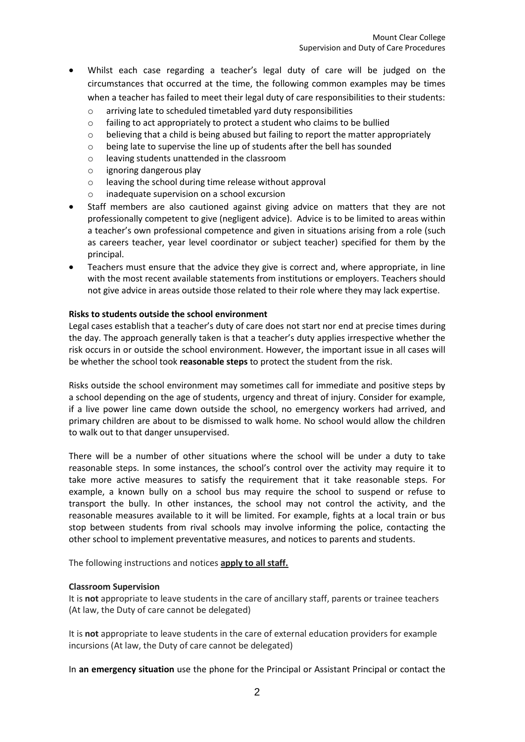- Whilst each case regarding a teacher's legal duty of care will be judged on the circumstances that occurred at the time, the following common examples may be times when a teacher has failed to meet their legal duty of care responsibilities to their students:
  - arriving late to scheduled timetabled yard duty responsibilities
  - failing to act appropriately to protect a student who claims to be bullied
  - believing that a child is being abused but failing to report the matter appropriately
  - being late to supervise the line up of students after the bell has sounded
  - leaving students unattended in the classroom
  - ignoring dangerous play
  - leaving the school during time release without approval
  - inadequate supervision on a school excursion
- Staff members are also cautioned against giving advice on matters that they are not professionally competent to give (negligent advice). Advice is to be limited to areas within a teacher's own professional competence and given in situations arising from a role (such as careers teacher, year level coordinator or subject teacher) specified for them by the principal.
- Teachers must ensure that the advice they give is correct and, where appropriate, in line with the most recent available statements from institutions or employers. Teachers should not give advice in areas outside those related to their role where they may lack expertise.

**Risks to students outside the school environment**

Legal cases establish that a teacher's duty of care does not start nor end at precise times during the day. The approach generally taken is that a teacher's duty applies irrespective whether the risk occurs in or outside the school environment. However, the important issue in all cases will be whether the school took **reasonable steps** to protect the student from the risk.

Risks outside the school environment may sometimes call for immediate and positive steps by a school depending on the age of students, urgency and threat of injury. Consider for example, if a live power line came down outside the school, no emergency workers had arrived, and primary children are about to be dismissed to walk home. No school would allow the children to walk out to that danger unsupervised.

There will be a number of other situations where the school will be under a duty to take reasonable steps. In some instances, the school's control over the activity may require it to take more active measures to satisfy the requirement that it take reasonable steps. For example, a known bully on a school bus may require the school to suspend or refuse to transport the bully. In other instances, the school may not control the activity, and the reasonable measures available to it will be limited. For example, fights at a local train or bus stop between students from rival schools may involve informing the police, contacting the other school to implement preventative measures, and notices to parents and students.

The following instructions and notices **apply to all staff.**

**Classroom Supervision**

It is **not** appropriate to leave students in the care of ancillary staff, parents or trainee teachers (At law, the Duty of care cannot be delegated)

It is **not** appropriate to leave students in the care of external education providers for example incursions (At law, the Duty of care cannot be delegated)

In **an emergency situation** use the phone for the Principal or Assistant Principal or contact the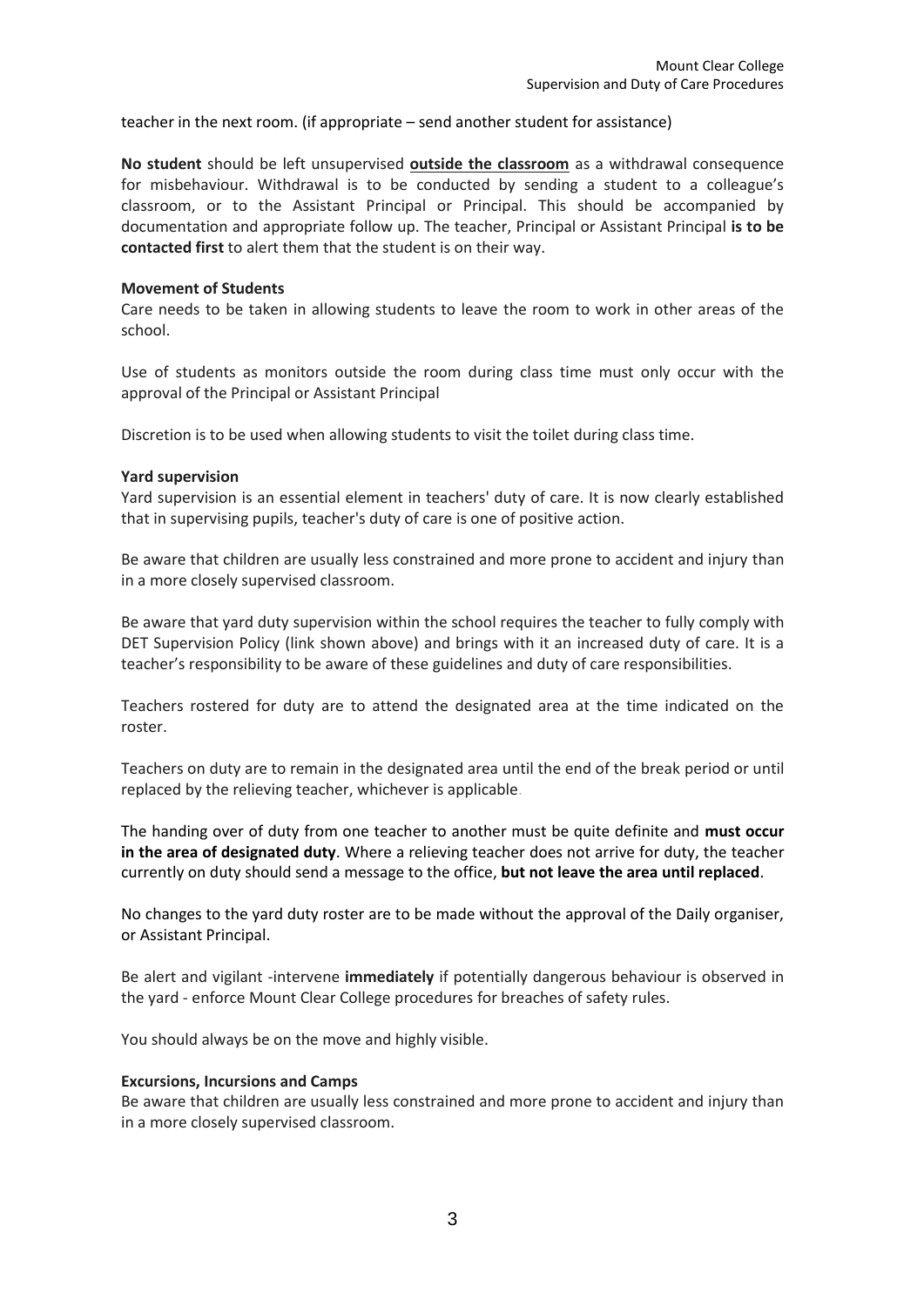teacher in the next room. (if appropriate – send another student for assistance)

**No student** should be left unsupervised **outside the classroom** as a withdrawal consequence for misbehaviour. Withdrawal is to be conducted by sending a student to a colleague's classroom, or to the Assistant Principal or Principal. This should be accompanied by documentation and appropriate follow up. The teacher, Principal or Assistant Principal **is to be contacted first** to alert them that the student is on their way.

**Movement of Students**

Care needs to be taken in allowing students to leave the room to work in other areas of the school.

Use of students as monitors outside the room during class time must only occur with the approval of the Principal or Assistant Principal

Discretion is to be used when allowing students to visit the toilet during class time.

**Yard supervision**

Yard supervision is an essential element in teachers' duty of care. It is now clearly established that in supervising pupils, teacher's duty of care is one of positive action.

Be aware that children are usually less constrained and more prone to accident and injury than in a more closely supervised classroom.

Be aware that yard duty supervision within the school requires the teacher to fully comply with DET Supervision Policy (link shown above) and brings with it an increased duty of care. It is a teacher's responsibility to be aware of these guidelines and duty of care responsibilities.

Teachers rostered for duty are to attend the designated area at the time indicated on the roster.

Teachers on duty are to remain in the designated area until the end of the break period or until replaced by the relieving teacher, whichever is applicable.

The handing over of duty from one teacher to another must be quite definite and **must occur in the area of designated duty**. Where a relieving teacher does not arrive for duty, the teacher currently on duty should send a message to the office, **but not leave the area until replaced**.

No changes to the yard duty roster are to be made without the approval of the Daily organiser, or Assistant Principal.

Be alert and vigilant -intervene **immediately** if potentially dangerous behaviour is observed in the yard - enforce Mount Clear College procedures for breaches of safety rules.

You should always be on the move and highly visible.

**Excursions, Incursions and Camps**

Be aware that children are usually less constrained and more prone to accident and injury than in a more closely supervised classroom.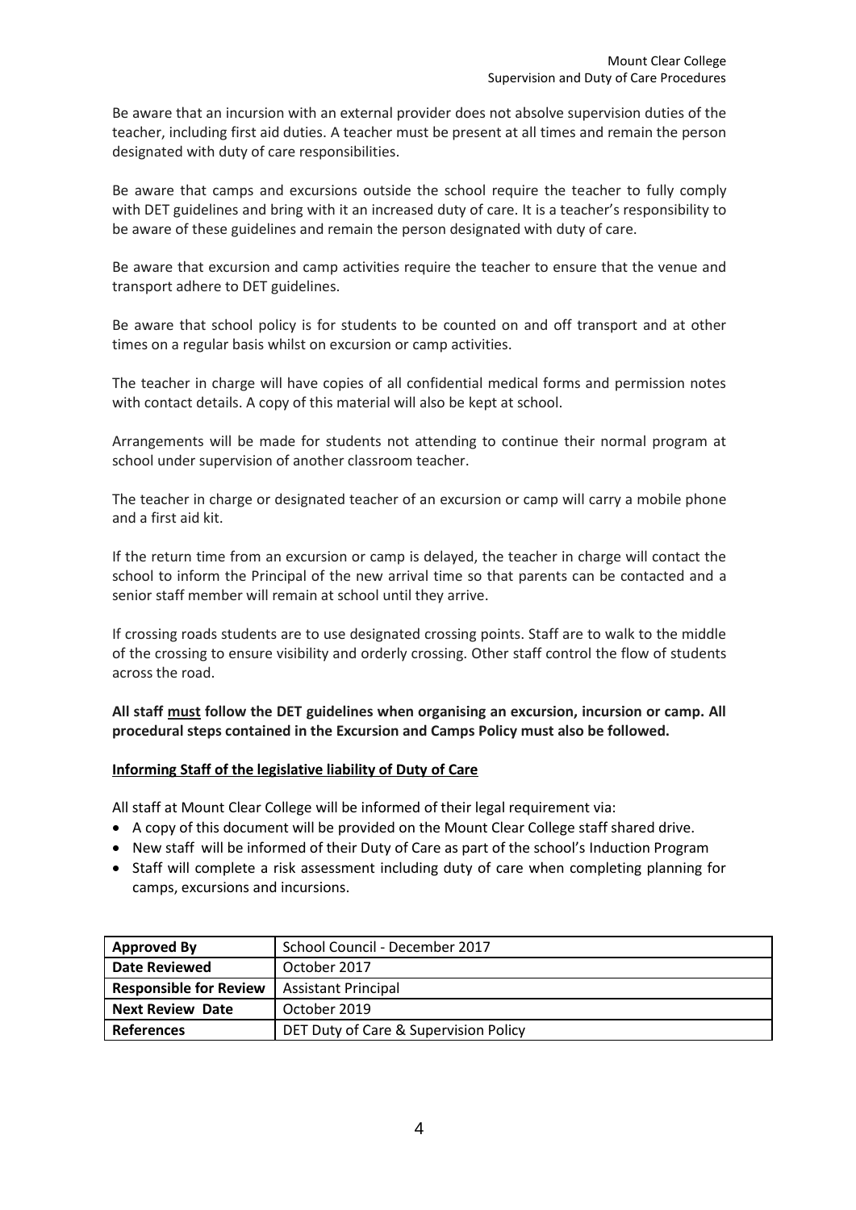Be aware that an incursion with an external provider does not absolve supervision duties of the teacher, including first aid duties. A teacher must be present at all times and remain the person designated with duty of care responsibilities.

Be aware that camps and excursions outside the school require the teacher to fully comply with DET guidelines and bring with it an increased duty of care. It is a teacher's responsibility to be aware of these guidelines and remain the person designated with duty of care.

Be aware that excursion and camp activities require the teacher to ensure that the venue and transport adhere to DET guidelines.

Be aware that school policy is for students to be counted on and off transport and at other times on a regular basis whilst on excursion or camp activities.

The teacher in charge will have copies of all confidential medical forms and permission notes with contact details. A copy of this material will also be kept at school.

Arrangements will be made for students not attending to continue their normal program at school under supervision of another classroom teacher.

The teacher in charge or designated teacher of an excursion or camp will carry a mobile phone and a first aid kit.

If the return time from an excursion or camp is delayed, the teacher in charge will contact the school to inform the Principal of the new arrival time so that parents can be contacted and a senior staff member will remain at school until they arrive.

If crossing roads students are to use designated crossing points. Staff are to walk to the middle of the crossing to ensure visibility and orderly crossing. Other staff control the flow of students across the road.

**All staff <u>must</u> follow the DET guidelines when organising an excursion, incursion or camp. All procedural steps contained in the Excursion and Camps Policy must also be followed.**

**<u>Informing Staff of the legislative liability of Duty of Care</u>**

All staff at Mount Clear College will be informed of their legal requirement via:

- A copy of this document will be provided on the Mount Clear College staff shared drive.
- New staff will be informed of their Duty of Care as part of the school's Induction Program
- Staff will complete a risk assessment including duty of care when completing planning for camps, excursions and incursions.

| | |
|---|---|
| **Approved By** | School Council - December 2017 |
| **Date Reviewed** | October 2017 |
| **Responsible for Review** | Assistant Principal |
| **Next Review Date** | October 2019 |
| **References** | DET Duty of Care & Supervision Policy |